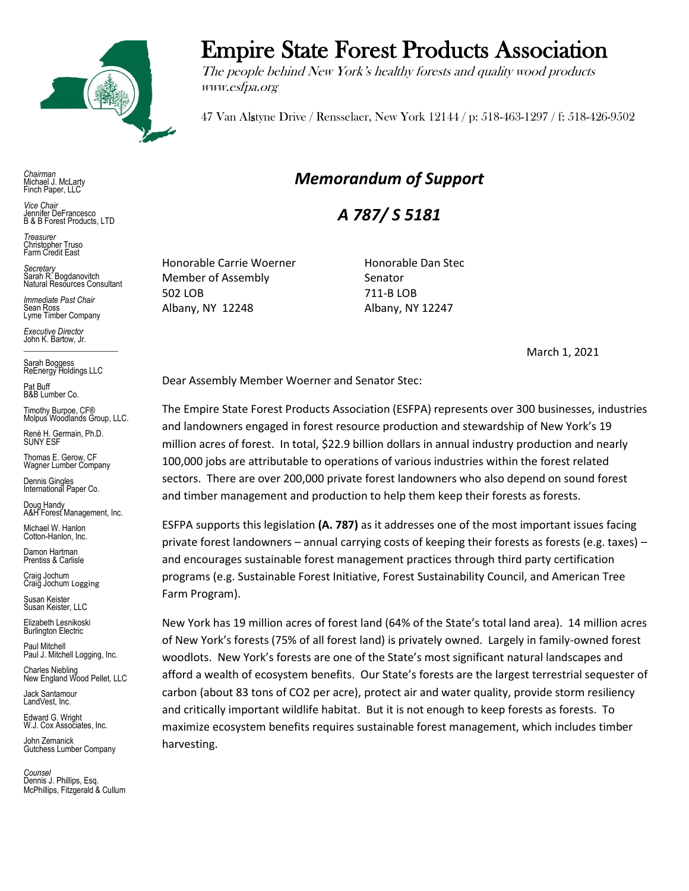# Empire State Forest Products Association

*The people behind New York's healthy forests and quality wood products*
*www.esfpa.org*

47 Van Alstyne Drive / Rensselaer, New York 12144 / p: 518-463-1297 / f: 518-426-9502

*Chairman*
Michael J. McLarty
Finch Paper, LLC

*Vice Chair*
Jennifer DeFrancesco
B & B Forest Products, LTD

*Treasurer*
Christopher Truso
Farm Credit East

*Secretary*
Sarah R. Bogdanovitch
Natural Resources Consultant

*Immediate Past Chair*
Sean Ross
Lyme Timber Company

*Executive Director*
John K. Bartow, Jr.

Sarah Boggess
ReEnergy Holdings LLC

Pat Buff
B&B Lumber Co.

Timothy Burpoe, CF®
Molpus Woodlands Group, LLC.

Renè H. Germain, Ph.D.
SUNY ESF

Thomas E. Gerow, CF
Wagner Lumber Company

Dennis Gingles
International Paper Co.

Doug Handy
A&H Forest Management, Inc.

Michael W. Hanlon
Cotton-Hanlon, Inc.

Damon Hartman
Prentiss & Carlisle

Craig Jochum
Craig Jochum Logging

Susan Keister
Susan Keister, LLC

Elizabeth Lesnikoski
Burlington Electric

Paul Mitchell
Paul J. Mitchell Logging, Inc.

Charles Niebling
New England Wood Pellet, LLC

Jack Santamour
LandVest, Inc.

Edward G. Wright
W.J. Cox Associates, Inc.

John Zemanick
Gutchess Lumber Company

*Counsel*
Dennis J. Phillips, Esq.
McPhillips, Fitzgerald & Cullum

## *Memorandum of Support*

## *A 787/ S 5181*

Honorable Carrie Woerner
Member of Assembly
502 LOB
Albany, NY 12248

Honorable Dan Stec
Senator
711-B LOB
Albany, NY 12247

March 1, 2021

Dear Assembly Member Woerner and Senator Stec:

The Empire State Forest Products Association (ESFPA) represents over 300 businesses, industries and landowners engaged in forest resource production and stewardship of New York's 19 million acres of forest. In total, $22.9 billion dollars in annual industry production and nearly 100,000 jobs are attributable to operations of various industries within the forest related sectors. There are over 200,000 private forest landowners who also depend on sound forest and timber management and production to help them keep their forests as forests.

ESFPA supports this legislation **(A. 787)** as it addresses one of the most important issues facing private forest landowners – annual carrying costs of keeping their forests as forests (e.g. taxes) – and encourages sustainable forest management practices through third party certification programs (e.g. Sustainable Forest Initiative, Forest Sustainability Council, and American Tree Farm Program).

New York has 19 million acres of forest land (64% of the State's total land area). 14 million acres of New York's forests (75% of all forest land) is privately owned. Largely in family-owned forest woodlots. New York's forests are one of the State's most significant natural landscapes and afford a wealth of ecosystem benefits. Our State's forests are the largest terrestrial sequester of carbon (about 83 tons of $CO_2$ per acre), protect air and water quality, provide storm resiliency and critically important wildlife habitat. But it is not enough to keep forests as forests. To maximize ecosystem benefits requires sustainable forest management, which includes timber harvesting.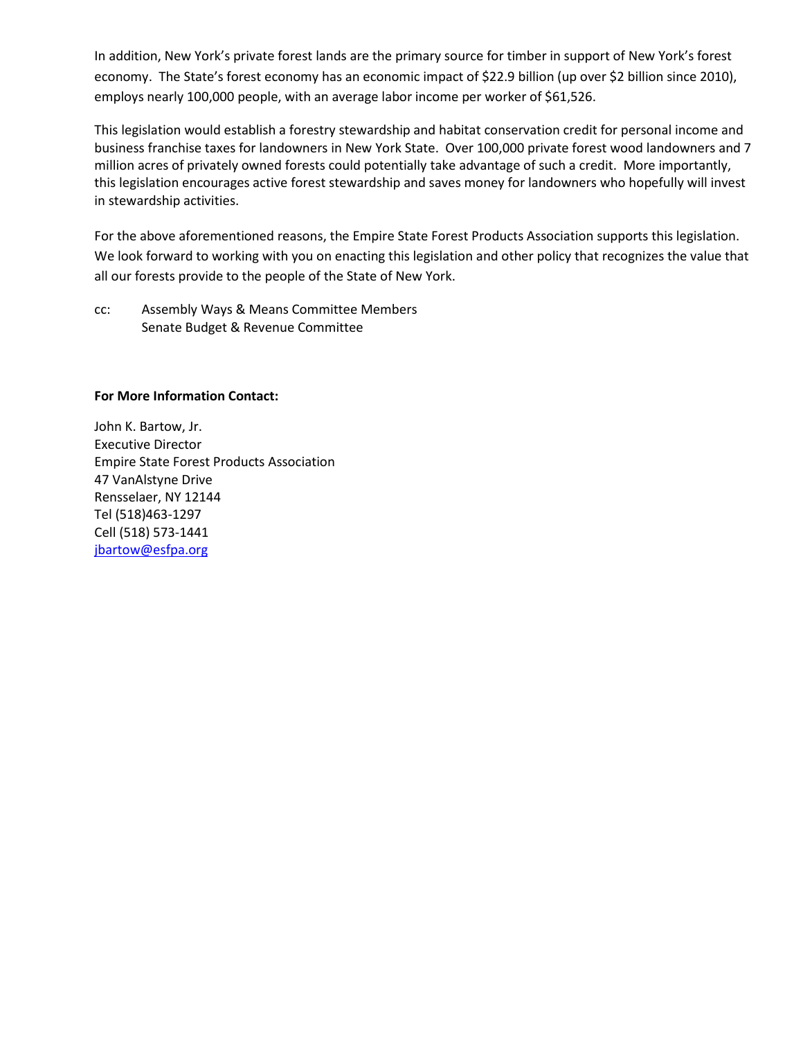In addition, New York's private forest lands are the primary source for timber in support of New York's forest economy. The State's forest economy has an economic impact of $22.9 billion (up over $2 billion since 2010), employs nearly 100,000 people, with an average labor income per worker of $61,526.

This legislation would establish a forestry stewardship and habitat conservation credit for personal income and business franchise taxes for landowners in New York State. Over 100,000 private forest wood landowners and 7 million acres of privately owned forests could potentially take advantage of such a credit. More importantly, this legislation encourages active forest stewardship and saves money for landowners who hopefully will invest in stewardship activities.

For the above aforementioned reasons, the Empire State Forest Products Association supports this legislation. We look forward to working with you on enacting this legislation and other policy that recognizes the value that all our forests provide to the people of the State of New York.

cc: Assembly Ways & Means Committee Members
Senate Budget & Revenue Committee

**For More Information Contact:**

John K. Bartow, Jr.
Executive Director
Empire State Forest Products Association
47 VanAlstyne Drive
Rensselaer, NY 12144
Tel (518)463-1297
Cell (518) 573-1441
jbartow@esfpa.org